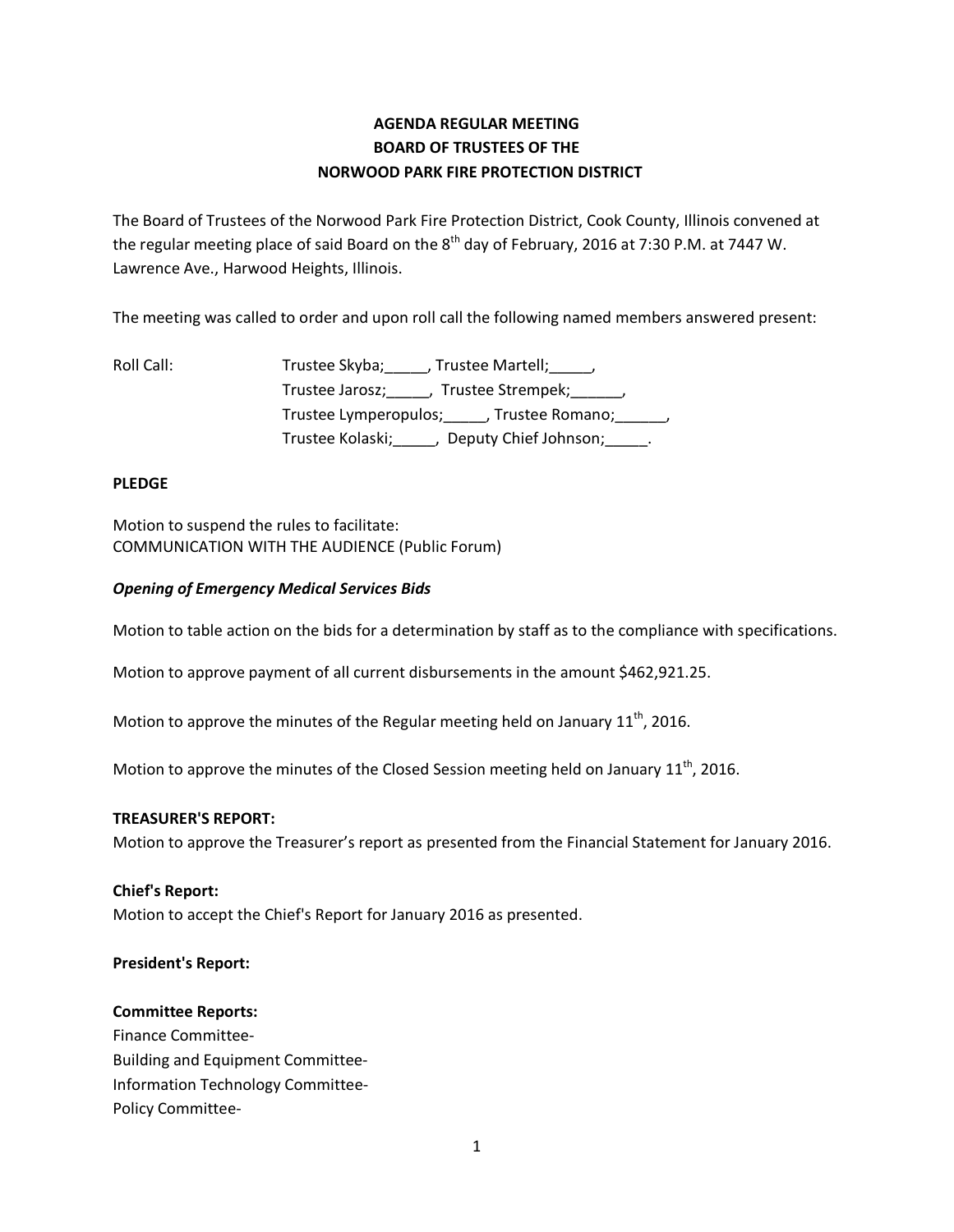# AGENDA REGULAR MEETING
# BOARD OF TRUSTEES OF THE
# NORWOOD PARK FIRE PROTECTION DISTRICT

The Board of Trustees of the Norwood Park Fire Protection District, Cook County, Illinois convened at the regular meeting place of said Board on the 8th day of February, 2016 at 7:30 P.M. at 7447 W. Lawrence Ave., Harwood Heights, Illinois.

The meeting was called to order and upon roll call the following named members answered present:

Roll Call: Trustee Skyba;_____, Trustee Martell;_____,
Trustee Jarosz;_____, Trustee Strempek;______,
Trustee Lymperopulos;_____, Trustee Romano;______,
Trustee Kolaski;_____, Deputy Chief Johnson;_____.

**PLEDGE**

Motion to suspend the rules to facilitate:
COMMUNICATION WITH THE AUDIENCE (Public Forum)

***Opening of Emergency Medical Services Bids***

Motion to table action on the bids for a determination by staff as to the compliance with specifications.

Motion to approve payment of all current disbursements in the amount $462,921.25.

Motion to approve the minutes of the Regular meeting held on January 11th, 2016.

Motion to approve the minutes of the Closed Session meeting held on January 11th, 2016.

**TREASURER'S REPORT:**
Motion to approve the Treasurer's report as presented from the Financial Statement for January 2016.

**Chief's Report:**
Motion to accept the Chief's Report for January 2016 as presented.

**President's Report:**

**Committee Reports:**
Finance Committee-
Building and Equipment Committee-
Information Technology Committee-
Policy Committee-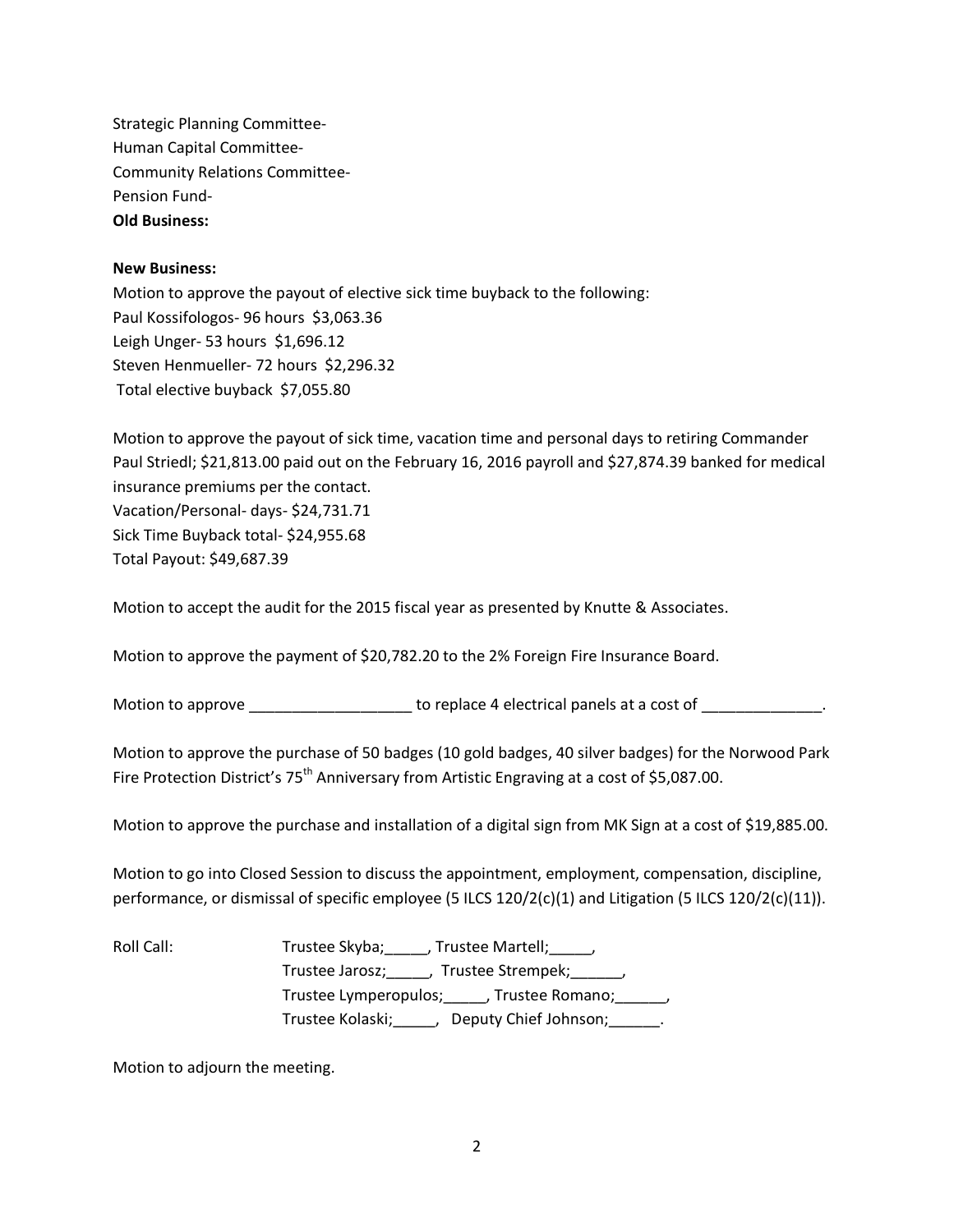Strategic Planning Committee-
Human Capital Committee-
Community Relations Committee-
Pension Fund-

**Old Business:**

**New Business:**

Motion to approve the payout of elective sick time buyback to the following:
Paul Kossifologos- 96 hours $3,063.36
Leigh Unger- 53 hours $1,696.12
Steven Henmueller- 72 hours $2,296.32
Total elective buyback $7,055.80

Motion to approve the payout of sick time, vacation time and personal days to retiring Commander Paul Striedl; $21,813.00 paid out on the February 16, 2016 payroll and $27,874.39 banked for medical insurance premiums per the contact.
Vacation/Personal- days- $24,731.71
Sick Time Buyback total- $24,955.68
Total Payout: $49,687.39

Motion to accept the audit for the 2015 fiscal year as presented by Knutte & Associates.

Motion to approve the payment of $20,782.20 to the 2% Foreign Fire Insurance Board.

Motion to approve ___________________ to replace 4 electrical panels at a cost of ______________.

Motion to approve the purchase of 50 badges (10 gold badges, 40 silver badges) for the Norwood Park Fire Protection District's 75th Anniversary from Artistic Engraving at a cost of $5,087.00.

Motion to approve the purchase and installation of a digital sign from MK Sign at a cost of $19,885.00.

Motion to go into Closed Session to discuss the appointment, employment, compensation, discipline, performance, or dismissal of specific employee (5 ILCS 120/2(c)(1) and Litigation (5 ILCS 120/2(c)(11)).

Roll Call: Trustee Skyba;_____, Trustee Martell;_____,
Trustee Jarosz;_____, Trustee Strempek;______,
Trustee Lymperopulos;_____, Trustee Romano;______,
Trustee Kolaski;_____, Deputy Chief Johnson;______.

Motion to adjourn the meeting.